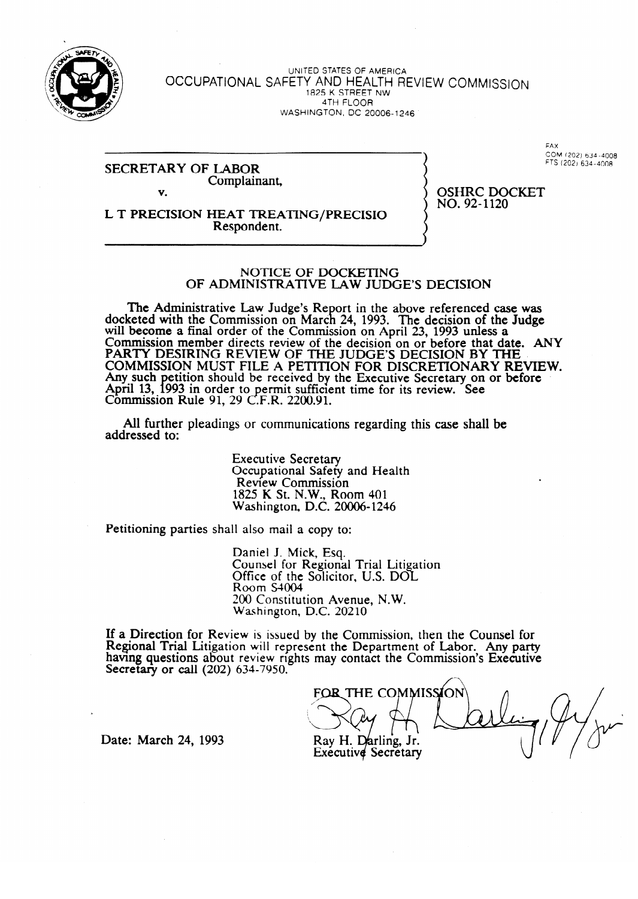UNITED STATES OF AMERICA

OCCUPATIONAL SAFETY AND HEALTH REVIEW COMMISSION

1825 K STREET NW
4TH FLOOR
WASHINGTON, DC 20006-1246

FAX
COM (202) 634-4008
FTS (202) 634-4008

SECRETARY OF LABOR
Complainant,

v.

L T PRECISION HEAT TREATING/PRECISIO
Respondent.

OSHRC DOCKET
NO. 92-1120

## NOTICE OF DOCKETING OF ADMINISTRATIVE LAW JUDGE'S DECISION

The Administrative Law Judge's Report in the above referenced case was docketed with the Commission on March 24, 1993. The decision of the Judge will become a final order of the Commission on April 23, 1993 unless a Commission member directs review of the decision on or before that date. ANY PARTY DESIRING REVIEW OF THE JUDGE'S DECISION BY THE COMMISSION MUST FILE A PETITION FOR DISCRETIONARY REVIEW. Any such petition should be received by the Executive Secretary on or before April 13, 1993 in order to permit sufficient time for its review. See Commission Rule 91, 29 C.F.R. 2200.91.

All further pleadings or communications regarding this case shall be addressed to:

Executive Secretary
Occupational Safety and Health
Review Commission
1825 K St. N.W., Room 401
Washington, D.C. 20006-1246

Petitioning parties shall also mail a copy to:

Daniel J. Mick, Esq.
Counsel for Regional Trial Litigation
Office of the Solicitor, U.S. DOL
Room S4004
200 Constitution Avenue, N.W.
Washington, D.C. 20210

If a Direction for Review is issued by the Commission, then the Counsel for Regional Trial Litigation will represent the Department of Labor. Any party having questions about review rights may contact the Commission's Executive Secretary or call (202) 634-7950.

FOR THE COMMISSION

Ray H. Darling, Jr.
Executive Secretary

Date: March 24, 1993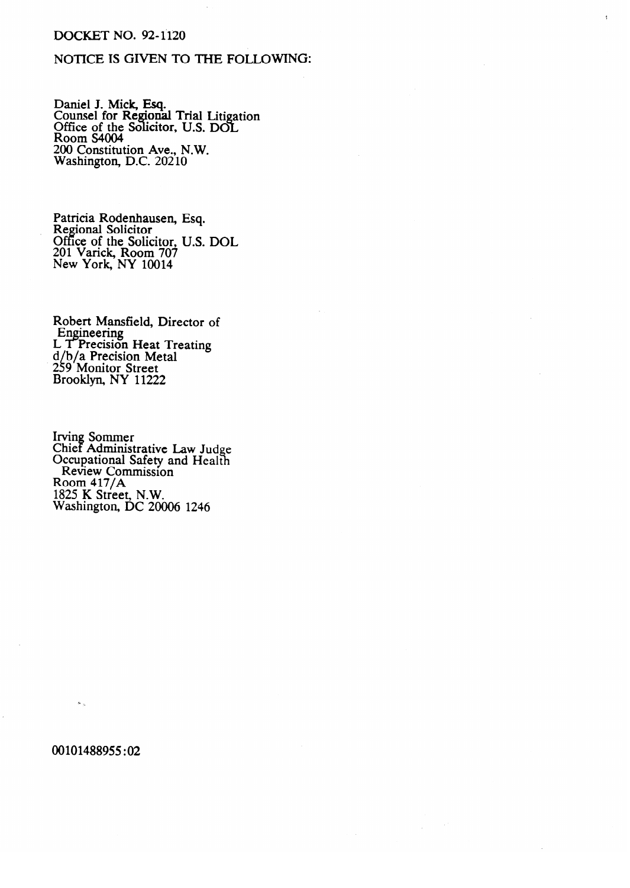DOCKET NO. 92-1120

NOTICE IS GIVEN TO THE FOLLOWING:

Daniel J. Mick, Esq.  
Counsel for Regional Trial Litigation  
Office of the Solicitor, U.S. DOL  
Room S4004  
200 Constitution Ave., N.W.  
Washington, D.C. 20210

Patricia Rodenhausen, Esq.  
Regional Solicitor  
Office of the Solicitor, U.S. DOL  
201 Varick, Room 707  
New York, NY 10014

Robert Mansfield, Director of  
Engineering  
L T Precision Heat Treating  
d/b/a Precision Metal  
259 Monitor Street  
Brooklyn, NY 11222

Irving Sommer  
Chief Administrative Law Judge  
Occupational Safety and Health  
Review Commission  
Room 417/A  
1825 K Street, N.W.  
Washington, DC 20006 1246

00101488955:02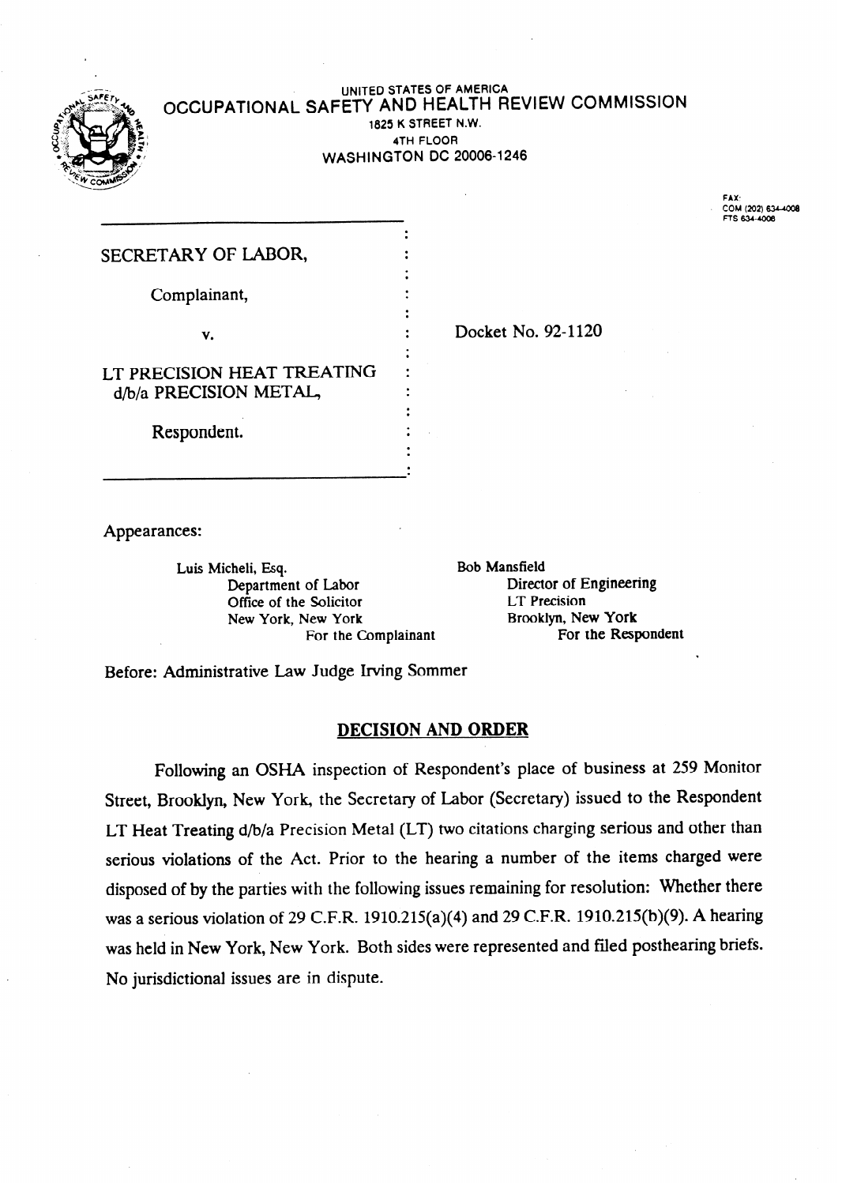UNITED STATES OF AMERICA

OCCUPATIONAL SAFETY AND HEALTH REVIEW COMMISSION

1825 K STREET N.W.

4TH FLOOR

WASHINGTON DC 20006-1246

FAX:
COM (202) 634-4008
FTS 634-4008

SECRETARY OF LABOR,

Complainant,

v.

LT PRECISION HEAT TREATING d/b/a PRECISION METAL,

Respondent.

Docket No. 92-1120

Appearances:

| | |
|---|---|
| Luis Micheli, Esq.<br>Department of Labor<br>Office of the Solicitor<br>New York, New York<br>For the Complainant | Bob Mansfield<br>Director of Engineering<br>LT Precision<br>Brooklyn, New York<br>For the Respondent |

Before: Administrative Law Judge Irving Sommer

## DECISION AND ORDER

Following an OSHA inspection of Respondent's place of business at 259 Monitor Street, Brooklyn, New York, the Secretary of Labor (Secretary) issued to the Respondent LT Heat Treating d/b/a Precision Metal (LT) two citations charging serious and other than serious violations of the Act. Prior to the hearing a number of the items charged were disposed of by the parties with the following issues remaining for resolution: Whether there was a serious violation of 29 C.F.R. 1910.215(a)(4) and 29 C.F.R. 1910.215(b)(9). A hearing was held in New York, New York. Both sides were represented and filed posthearing briefs. No jurisdictional issues are in dispute.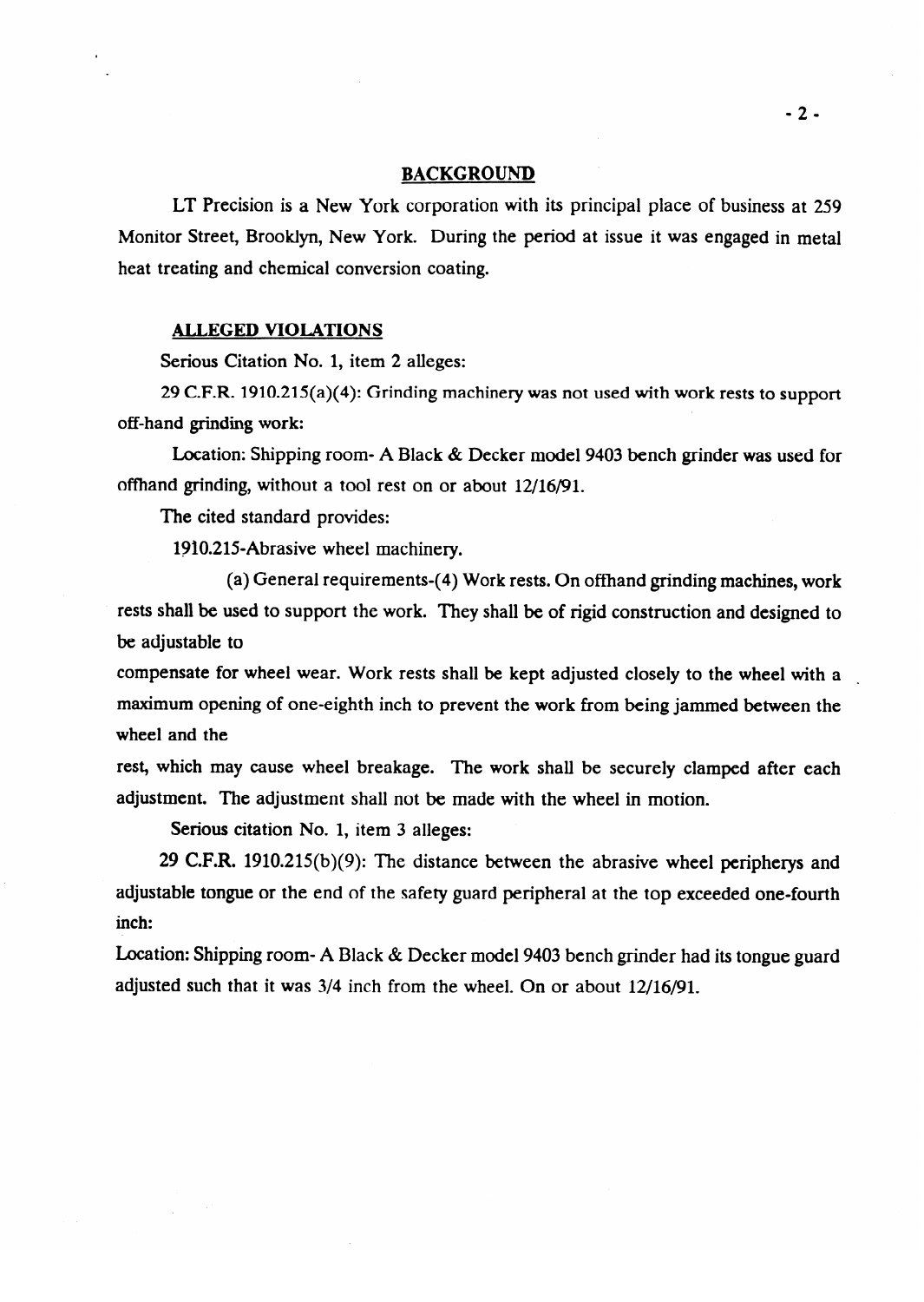## BACKGROUND

LT Precision is a New York corporation with its principal place of business at 259 Monitor Street, Brooklyn, New York. During the period at issue it was engaged in metal heat treating and chemical conversion coating.

### ALLEGED VIOLATIONS

Serious Citation No. 1, item 2 alleges:

29 C.F.R. 1910.215(a)(4): Grinding machinery was not used with work rests to support off-hand grinding work:

Location: Shipping room- A Black & Decker model 9403 bench grinder was used for offhand grinding, without a tool rest on or about 12/16/91.

The cited standard provides:

1910.215-Abrasive wheel machinery.

(a) General requirements-(4) Work rests. On offhand grinding machines, work rests shall be used to support the work. They shall be of rigid construction and designed to be adjustable to compensate for wheel wear. Work rests shall be kept adjusted closely to the wheel with a maximum opening of one-eighth inch to prevent the work from being jammed between the wheel and the rest, which may cause wheel breakage. The work shall be securely clamped after each adjustment. The adjustment shall not be made with the wheel in motion.

Serious citation No. 1, item 3 alleges:

29 C.F.R. 1910.215(b)(9): The distance between the abrasive wheel peripherys and adjustable tongue or the end of the safety guard peripheral at the top exceeded one-fourth inch:

Location: Shipping room- A Black & Decker model 9403 bench grinder had its tongue guard adjusted such that it was 3/4 inch from the wheel. On or about 12/16/91.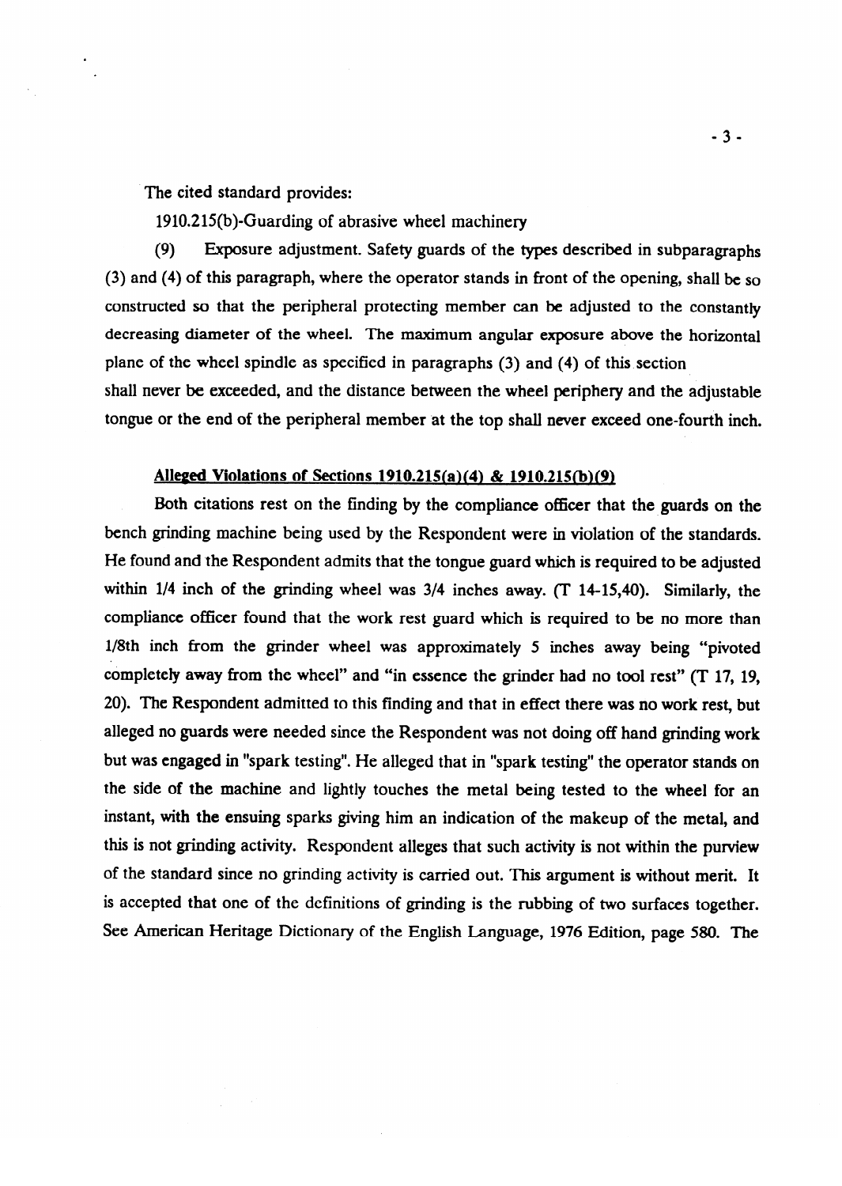The cited standard provides:

1910.215(b)-Guarding of abrasive wheel machinery

(9) Exposure adjustment. Safety guards of the types described in subparagraphs (3) and (4) of this paragraph, where the operator stands in front of the opening, shall be so constructed so that the peripheral protecting member can be adjusted to the constantly decreasing diameter of the wheel. The maximum angular exposure above the horizontal plane of the wheel spindle as specified in paragraphs (3) and (4) of this section shall never be exceeded, and the distance between the wheel periphery and the adjustable tongue or the end of the peripheral member at the top shall never exceed one-fourth inch.

**Alleged Violations of Sections 1910.215(a)(4) & 1910.215(b)(9)**

Both citations rest on the finding by the compliance officer that the guards on the bench grinding machine being used by the Respondent were in violation of the standards. He found and the Respondent admits that the tongue guard which is required to be adjusted within 1/4 inch of the grinding wheel was 3/4 inches away. (T 14-15,40). Similarly, the compliance officer found that the work rest guard which is required to be no more than 1/8th inch from the grinder wheel was approximately 5 inches away being "pivoted completely away from the wheel" and "in essence the grinder had no tool rest" (T 17, 19, 20). The Respondent admitted to this finding and that in effect there was no work rest, but alleged no guards were needed since the Respondent was not doing off hand grinding work but was engaged in "spark testing". He alleged that in "spark testing" the operator stands on the side of the machine and lightly touches the metal being tested to the wheel for an instant, with the ensuing sparks giving him an indication of the makeup of the metal, and this is not grinding activity. Respondent alleges that such activity is not within the purview of the standard since no grinding activity is carried out. This argument is without merit. It is accepted that one of the definitions of grinding is the rubbing of two surfaces together. See American Heritage Dictionary of the English Language, 1976 Edition, page 580. The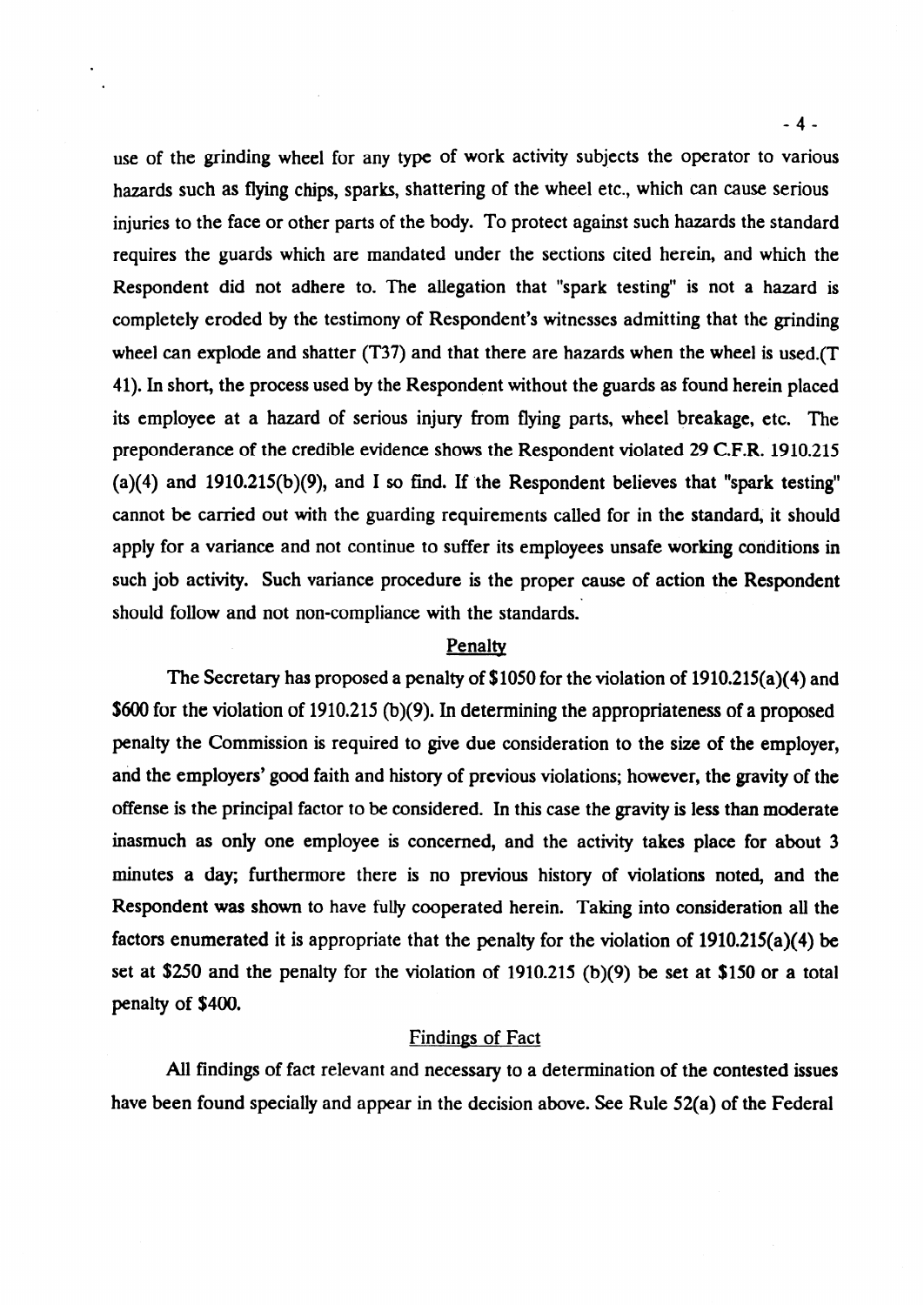use of the grinding wheel for any type of work activity subjects the operator to various hazards such as flying chips, sparks, shattering of the wheel etc., which can cause serious injuries to the face or other parts of the body. To protect against such hazards the standard requires the guards which are mandated under the sections cited herein, and which the Respondent did not adhere to. The allegation that "spark testing" is not a hazard is completely eroded by the testimony of Respondent's witnesses admitting that the grinding wheel can explode and shatter (T37) and that there are hazards when the wheel is used.(T 41). In short, the process used by the Respondent without the guards as found herein placed its employee at a hazard of serious injury from flying parts, wheel breakage, etc. The preponderance of the credible evidence shows the Respondent violated 29 C.F.R. 1910.215 (a)(4) and 1910.215(b)(9), and I so find. If the Respondent believes that "spark testing" cannot be carried out with the guarding requirements called for in the standard, it should apply for a variance and not continue to suffer its employees unsafe working conditions in such job activity. Such variance procedure is the proper cause of action the Respondent should follow and not non-compliance with the standards.

## Penalty

The Secretary has proposed a penalty of $1050 for the violation of 1910.215(a)(4) and $600 for the violation of 1910.215 (b)(9). In determining the appropriateness of a proposed penalty the Commission is required to give due consideration to the size of the employer, and the employers' good faith and history of previous violations; however, the gravity of the offense is the principal factor to be considered. In this case the gravity is less than moderate inasmuch as only one employee is concerned, and the activity takes place for about 3 minutes a day; furthermore there is no previous history of violations noted, and the Respondent was shown to have fully cooperated herein. Taking into consideration all the factors enumerated it is appropriate that the penalty for the violation of 1910.215(a)(4) be set at $250 and the penalty for the violation of 1910.215 (b)(9) be set at $150 or a total penalty of $400.

## Findings of Fact

All findings of fact relevant and necessary to a determination of the contested issues have been found specially and appear in the decision above. See Rule 52(a) of the Federal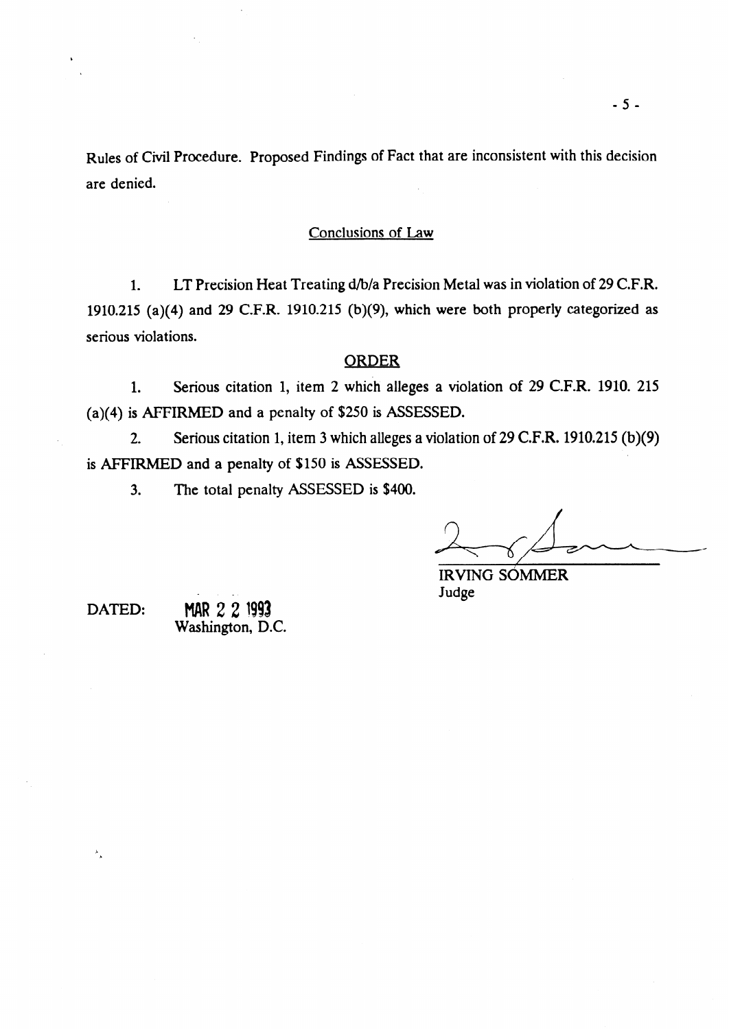Rules of Civil Procedure. Proposed Findings of Fact that are inconsistent with this decision are denied.

## Conclusions of Law

1. LT Precision Heat Treating d/b/a Precision Metal was in violation of 29 C.F.R. 1910.215 (a)(4) and 29 C.F.R. 1910.215 (b)(9), which were both properly categorized as serious violations.

## ORDER

1. Serious citation 1, item 2 which alleges a violation of 29 C.F.R. 1910. 215 (a)(4) is AFFIRMED and a penalty of $250 is ASSESSED.

2. Serious citation 1, item 3 which alleges a violation of 29 C.F.R. 1910.215 (b)(9) is AFFIRMED and a penalty of $150 is ASSESSED.

3. The total penalty ASSESSED is $400.

IRVING SOMMER
Judge

DATED: MAR 22 1993
Washington, D.C.